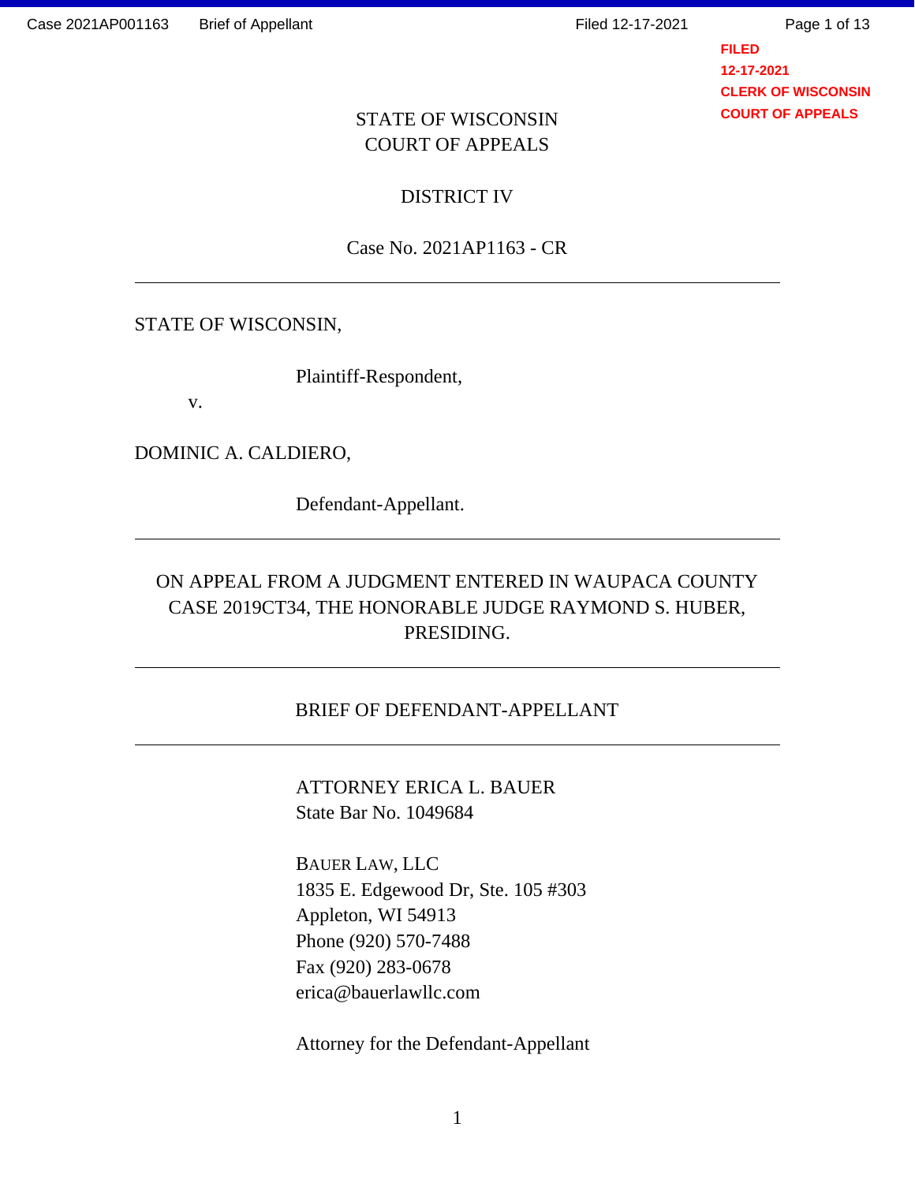STATE OF WISCONSIN
COURT OF APPEALS

DISTRICT IV

Case No. 2021AP1163 - CR

---

STATE OF WISCONSIN,

Plaintiff-Respondent,

v.

DOMINIC A. CALDIERO,

Defendant-Appellant.

---

ON APPEAL FROM A JUDGMENT ENTERED IN WAUPACA COUNTY CASE 2019CT34, THE HONORABLE JUDGE RAYMOND S. HUBER, PRESIDING.

---

BRIEF OF DEFENDANT-APPELLANT

---

ATTORNEY ERICA L. BAUER
State Bar No. 1049684

BAUER LAW, LLC
1835 E. Edgewood Dr, Ste. 105 #303
Appleton, WI 54913
Phone (920) 570-7488
Fax (920) 283-0678
erica@bauerlawllc.com

Attorney for the Defendant-Appellant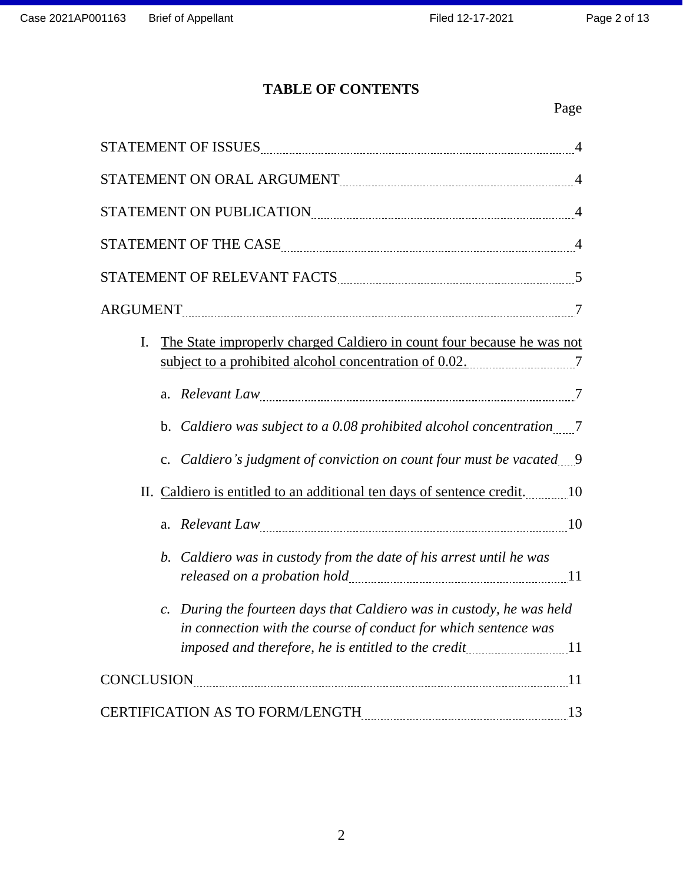# TABLE OF CONTENTS

Page

STATEMENT OF ISSUES ..... 4

STATEMENT ON ORAL ARGUMENT ..... 4

STATEMENT ON PUBLICATION ..... 4

STATEMENT OF THE CASE ..... 4

STATEMENT OF RELEVANT FACTS ..... 5

ARGUMENT ..... 7

I. The State improperly charged Caldiero in count four because he was not subject to a prohibited alcohol concentration of 0.02. ..... 7

   a. *Relevant Law* ..... 7

   b. *Caldiero was subject to a 0.08 prohibited alcohol concentration* ..... 7

   c. *Caldiero's judgment of conviction on count four must be vacated* ..... 9

II. Caldiero is entitled to an additional ten days of sentence credit. ..... 10

   a. *Relevant Law* ..... 10

   *b. Caldiero was in custody from the date of his arrest until he was released on a probation hold* ..... 11

   *c. During the fourteen days that Caldiero was in custody, he was held in connection with the course of conduct for which sentence was imposed and therefore, he is entitled to the credit* ..... 11

CONCLUSION ..... 11

CERTIFICATION AS TO FORM/LENGTH ..... 13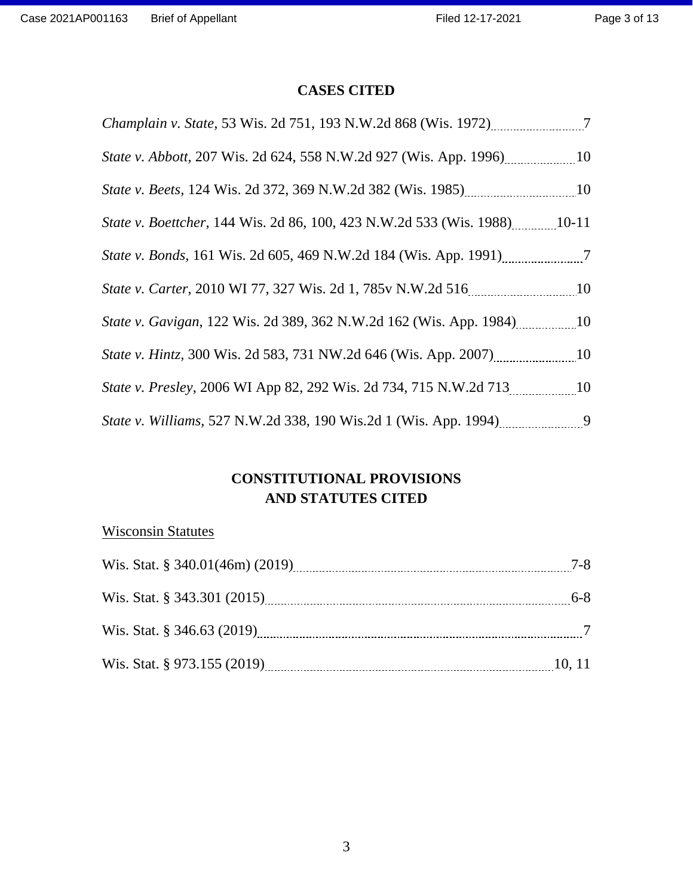## CASES CITED

*Champlain v. State,* 53 Wis. 2d 751, 193 N.W.2d 868 (Wis. 1972) ........ 7

*State v. Abbott,* 207 Wis. 2d 624, 558 N.W.2d 927 (Wis. App. 1996) ........ 10

*State v. Beets,* 124 Wis. 2d 372, 369 N.W.2d 382 (Wis. 1985) ........ 10

*State v. Boettcher*, 144 Wis. 2d 86, 100, 423 N.W.2d 533 (Wis. 1988) ........ 10-11

*State v. Bonds,* 161 Wis. 2d 605, 469 N.W.2d 184 (Wis. App. 1991) ........ 7

*State v. Carter,* 2010 WI 77, 327 Wis. 2d 1, 785v N.W.2d 516 ........ 10

*State v. Gavigan,* 122 Wis. 2d 389, 362 N.W.2d 162 (Wis. App. 1984) ........ 10

*State v. Hintz*, 300 Wis. 2d 583, 731 NW.2d 646 (Wis. App. 2007) ........ 10

*State v. Presley*, 2006 WI App 82, 292 Wis. 2d 734, 715 N.W.2d 713 ........ 10

*State v. Williams*, 527 N.W.2d 338, 190 Wis.2d 1 (Wis. App. 1994) ........ 9

## CONSTITUTIONAL PROVISIONS AND STATUTES CITED

Wisconsin Statutes

Wis. Stat. § 340.01(46m) (2019) ........ 7-8

Wis. Stat. § 343.301 (2015) ........ 6-8

Wis. Stat. § 346.63 (2019) ........ 7

Wis. Stat. § 973.155 (2019) ........ 10, 11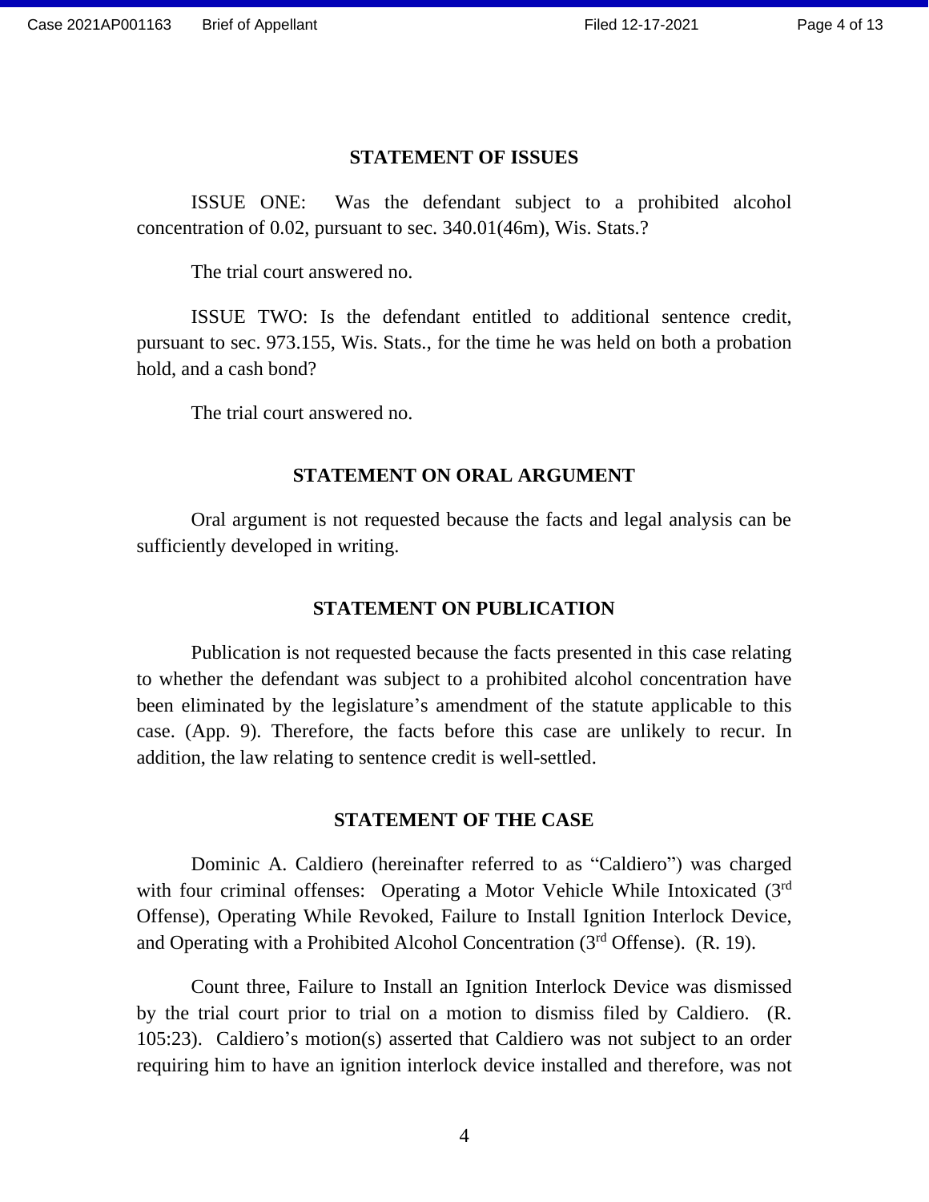## STATEMENT OF ISSUES

ISSUE ONE: Was the defendant subject to a prohibited alcohol concentration of 0.02, pursuant to sec. 340.01(46m), Wis. Stats.?

The trial court answered no.

ISSUE TWO: Is the defendant entitled to additional sentence credit, pursuant to sec. 973.155, Wis. Stats., for the time he was held on both a probation hold, and a cash bond?

The trial court answered no.

## STATEMENT ON ORAL ARGUMENT

Oral argument is not requested because the facts and legal analysis can be sufficiently developed in writing.

## STATEMENT ON PUBLICATION

Publication is not requested because the facts presented in this case relating to whether the defendant was subject to a prohibited alcohol concentration have been eliminated by the legislature's amendment of the statute applicable to this case. (App. 9). Therefore, the facts before this case are unlikely to recur. In addition, the law relating to sentence credit is well-settled.

## STATEMENT OF THE CASE

Dominic A. Caldiero (hereinafter referred to as "Caldiero") was charged with four criminal offenses: Operating a Motor Vehicle While Intoxicated (3rd Offense), Operating While Revoked, Failure to Install Ignition Interlock Device, and Operating with a Prohibited Alcohol Concentration (3rd Offense). (R. 19).

Count three, Failure to Install an Ignition Interlock Device was dismissed by the trial court prior to trial on a motion to dismiss filed by Caldiero. (R. 105:23). Caldiero's motion(s) asserted that Caldiero was not subject to an order requiring him to have an ignition interlock device installed and therefore, was not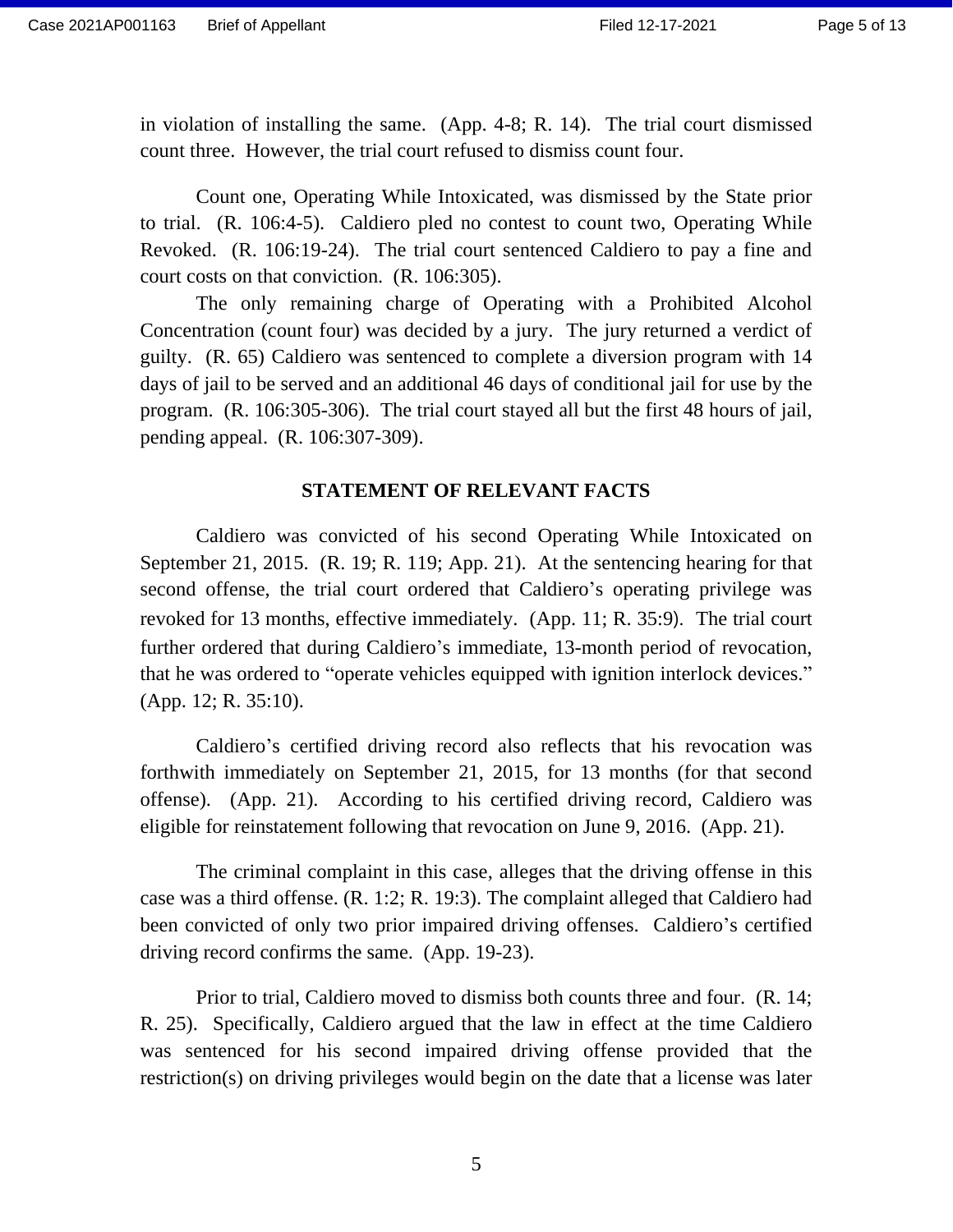in violation of installing the same. (App. 4-8; R. 14). The trial court dismissed count three. However, the trial court refused to dismiss count four.

Count one, Operating While Intoxicated, was dismissed by the State prior to trial. (R. 106:4-5). Caldiero pled no contest to count two, Operating While Revoked. (R. 106:19-24). The trial court sentenced Caldiero to pay a fine and court costs on that conviction. (R. 106:305).

The only remaining charge of Operating with a Prohibited Alcohol Concentration (count four) was decided by a jury. The jury returned a verdict of guilty. (R. 65) Caldiero was sentenced to complete a diversion program with 14 days of jail to be served and an additional 46 days of conditional jail for use by the program. (R. 106:305-306). The trial court stayed all but the first 48 hours of jail, pending appeal. (R. 106:307-309).

## STATEMENT OF RELEVANT FACTS

Caldiero was convicted of his second Operating While Intoxicated on September 21, 2015. (R. 19; R. 119; App. 21). At the sentencing hearing for that second offense, the trial court ordered that Caldiero's operating privilege was revoked for 13 months, effective immediately. (App. 11; R. 35:9). The trial court further ordered that during Caldiero's immediate, 13-month period of revocation, that he was ordered to "operate vehicles equipped with ignition interlock devices." (App. 12; R. 35:10).

Caldiero's certified driving record also reflects that his revocation was forthwith immediately on September 21, 2015, for 13 months (for that second offense). (App. 21). According to his certified driving record, Caldiero was eligible for reinstatement following that revocation on June 9, 2016. (App. 21).

The criminal complaint in this case, alleges that the driving offense in this case was a third offense. (R. 1:2; R. 19:3). The complaint alleged that Caldiero had been convicted of only two prior impaired driving offenses. Caldiero's certified driving record confirms the same. (App. 19-23).

Prior to trial, Caldiero moved to dismiss both counts three and four. (R. 14; R. 25). Specifically, Caldiero argued that the law in effect at the time Caldiero was sentenced for his second impaired driving offense provided that the restriction(s) on driving privileges would begin on the date that a license was later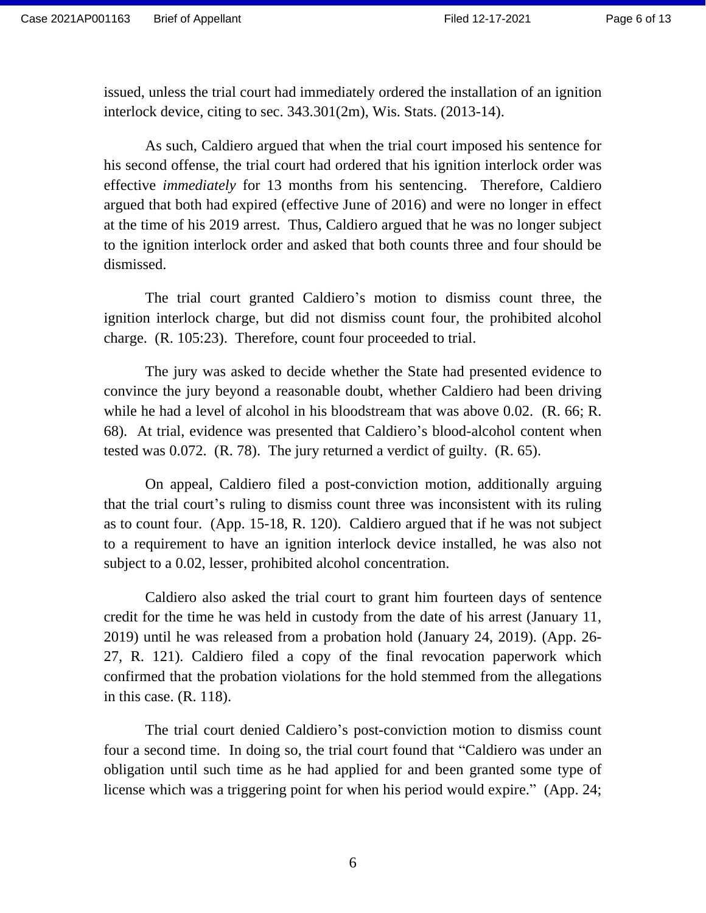issued, unless the trial court had immediately ordered the installation of an ignition interlock device, citing to sec. 343.301(2m), Wis. Stats. (2013-14).

As such, Caldiero argued that when the trial court imposed his sentence for his second offense, the trial court had ordered that his ignition interlock order was effective *immediately* for 13 months from his sentencing. Therefore, Caldiero argued that both had expired (effective June of 2016) and were no longer in effect at the time of his 2019 arrest. Thus, Caldiero argued that he was no longer subject to the ignition interlock order and asked that both counts three and four should be dismissed.

The trial court granted Caldiero's motion to dismiss count three, the ignition interlock charge, but did not dismiss count four, the prohibited alcohol charge. (R. 105:23). Therefore, count four proceeded to trial.

The jury was asked to decide whether the State had presented evidence to convince the jury beyond a reasonable doubt, whether Caldiero had been driving while he had a level of alcohol in his bloodstream that was above 0.02. (R. 66; R. 68). At trial, evidence was presented that Caldiero's blood-alcohol content when tested was 0.072. (R. 78). The jury returned a verdict of guilty. (R. 65).

On appeal, Caldiero filed a post-conviction motion, additionally arguing that the trial court's ruling to dismiss count three was inconsistent with its ruling as to count four. (App. 15-18, R. 120). Caldiero argued that if he was not subject to a requirement to have an ignition interlock device installed, he was also not subject to a 0.02, lesser, prohibited alcohol concentration.

Caldiero also asked the trial court to grant him fourteen days of sentence credit for the time he was held in custody from the date of his arrest (January 11, 2019) until he was released from a probation hold (January 24, 2019). (App. 26-27, R. 121). Caldiero filed a copy of the final revocation paperwork which confirmed that the probation violations for the hold stemmed from the allegations in this case. (R. 118).

The trial court denied Caldiero's post-conviction motion to dismiss count four a second time. In doing so, the trial court found that "Caldiero was under an obligation until such time as he had applied for and been granted some type of license which was a triggering point for when his period would expire." (App. 24;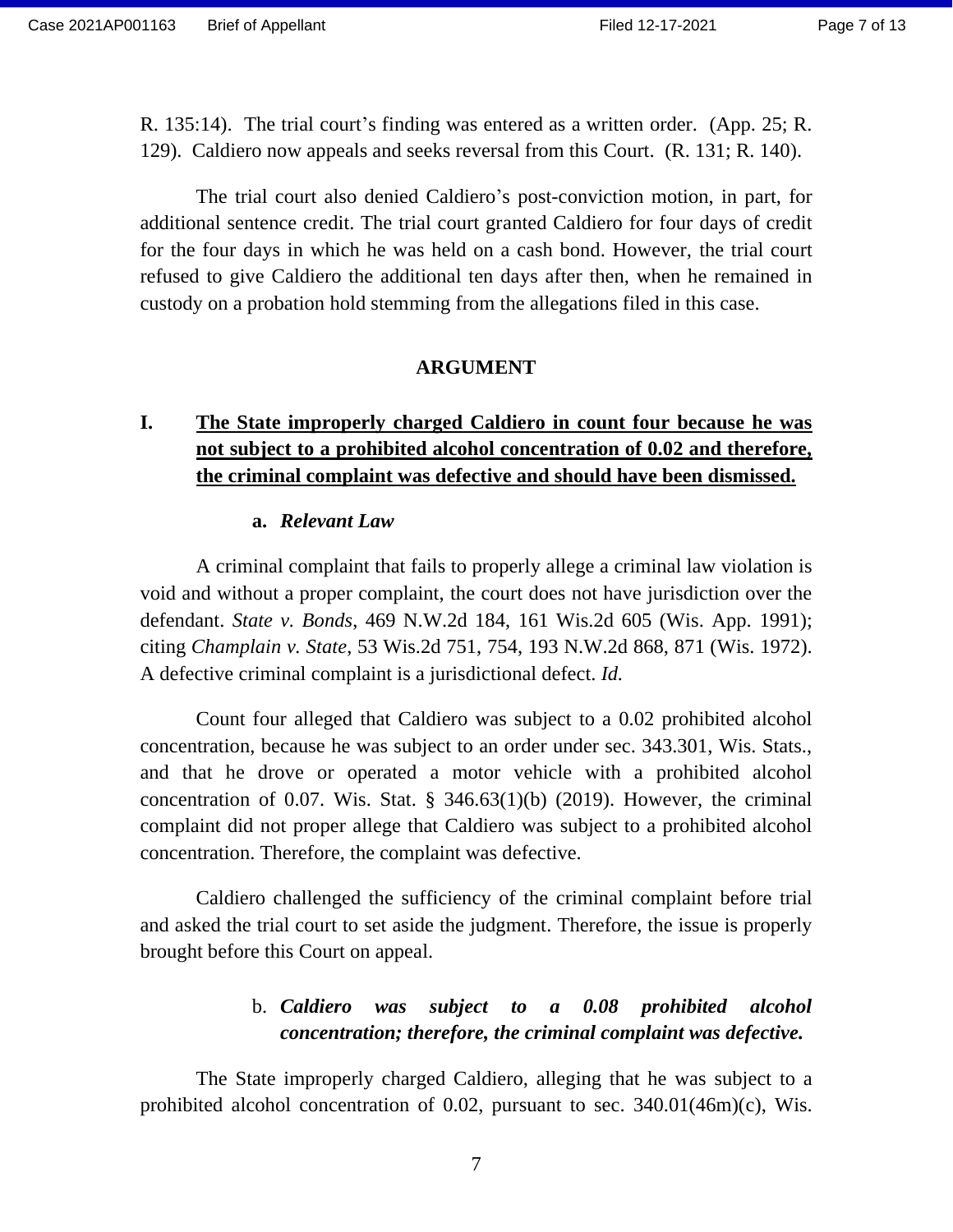R. 135:14). The trial court's finding was entered as a written order. (App. 25; R. 129). Caldiero now appeals and seeks reversal from this Court. (R. 131; R. 140).

The trial court also denied Caldiero's post-conviction motion, in part, for additional sentence credit. The trial court granted Caldiero for four days of credit for the four days in which he was held on a cash bond. However, the trial court refused to give Caldiero the additional ten days after then, when he remained in custody on a probation hold stemming from the allegations filed in this case.

## ARGUMENT

### I. The State improperly charged Caldiero in count four because he was not subject to a prohibited alcohol concentration of 0.02 and therefore, the criminal complaint was defective and should have been dismissed.

#### a. *Relevant Law*

A criminal complaint that fails to properly allege a criminal law violation is void and without a proper complaint, the court does not have jurisdiction over the defendant. *State v. Bonds*, 469 N.W.2d 184, 161 Wis.2d 605 (Wis. App. 1991); citing *Champlain v. State*, 53 Wis.2d 751, 754, 193 N.W.2d 868, 871 (Wis. 1972). A defective criminal complaint is a jurisdictional defect. *Id.*

Count four alleged that Caldiero was subject to a 0.02 prohibited alcohol concentration, because he was subject to an order under sec. 343.301, Wis. Stats., and that he drove or operated a motor vehicle with a prohibited alcohol concentration of 0.07. Wis. Stat. § 346.63(1)(b) (2019). However, the criminal complaint did not proper allege that Caldiero was subject to a prohibited alcohol concentration. Therefore, the complaint was defective.

Caldiero challenged the sufficiency of the criminal complaint before trial and asked the trial court to set aside the judgment. Therefore, the issue is properly brought before this Court on appeal.

#### b. *Caldiero was subject to a 0.08 prohibited alcohol concentration; therefore, the criminal complaint was defective.*

The State improperly charged Caldiero, alleging that he was subject to a prohibited alcohol concentration of 0.02, pursuant to sec. 340.01(46m)(c), Wis.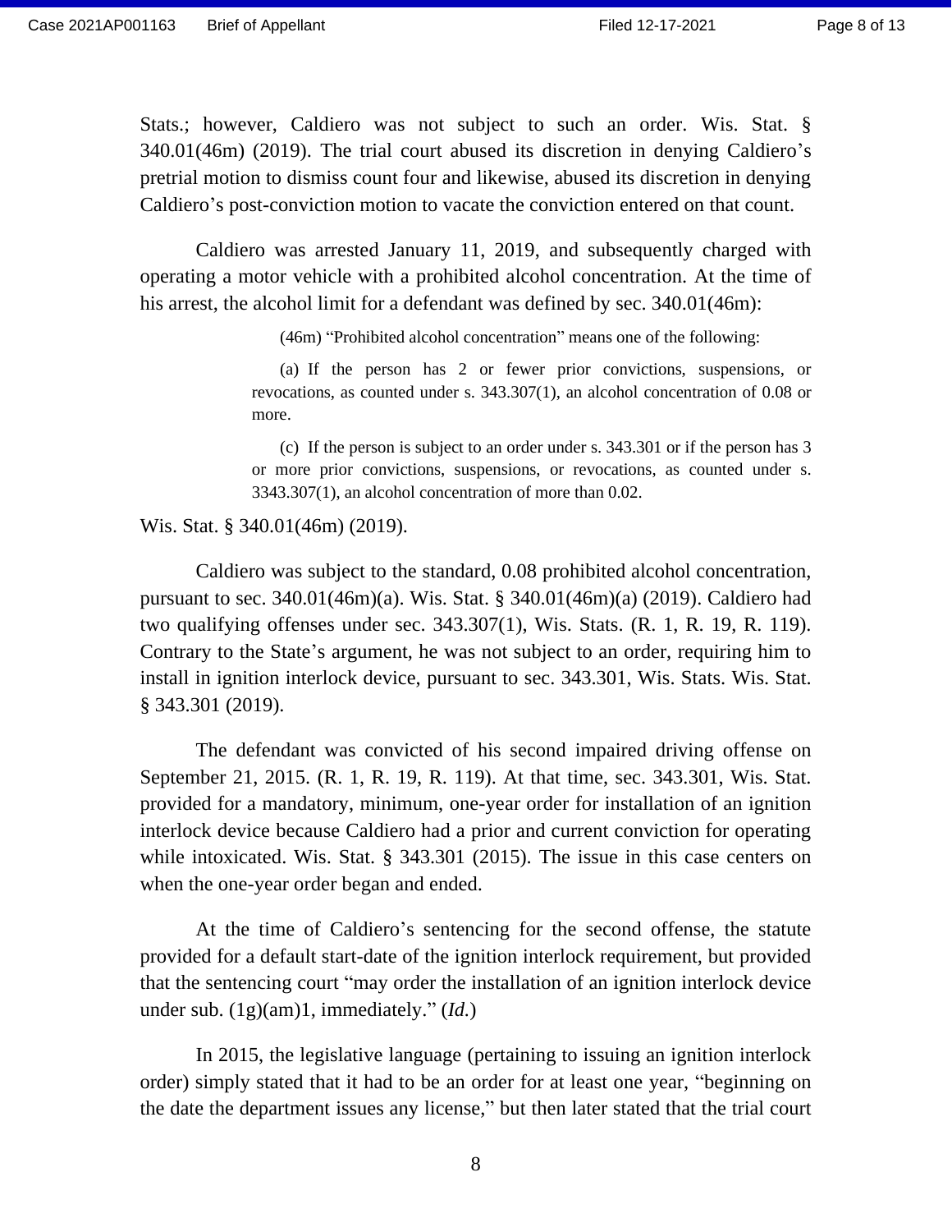Stats.; however, Caldiero was not subject to such an order. Wis. Stat. § 340.01(46m) (2019). The trial court abused its discretion in denying Caldiero's pretrial motion to dismiss count four and likewise, abused its discretion in denying Caldiero's post-conviction motion to vacate the conviction entered on that count.

Caldiero was arrested January 11, 2019, and subsequently charged with operating a motor vehicle with a prohibited alcohol concentration. At the time of his arrest, the alcohol limit for a defendant was defined by sec. 340.01(46m):

> (46m) "Prohibited alcohol concentration" means one of the following:
>
> (a) If the person has 2 or fewer prior convictions, suspensions, or revocations, as counted under s. 343.307(1), an alcohol concentration of 0.08 or more.
>
> (c) If the person is subject to an order under s. 343.301 or if the person has 3 or more prior convictions, suspensions, or revocations, as counted under s. 3343.307(1), an alcohol concentration of more than 0.02.

Wis. Stat. § 340.01(46m) (2019).

Caldiero was subject to the standard, 0.08 prohibited alcohol concentration, pursuant to sec. 340.01(46m)(a). Wis. Stat. § 340.01(46m)(a) (2019). Caldiero had two qualifying offenses under sec. 343.307(1), Wis. Stats. (R. 1, R. 19, R. 119). Contrary to the State's argument, he was not subject to an order, requiring him to install in ignition interlock device, pursuant to sec. 343.301, Wis. Stats. Wis. Stat. § 343.301 (2019).

The defendant was convicted of his second impaired driving offense on September 21, 2015. (R. 1, R. 19, R. 119). At that time, sec. 343.301, Wis. Stat. provided for a mandatory, minimum, one-year order for installation of an ignition interlock device because Caldiero had a prior and current conviction for operating while intoxicated. Wis. Stat. § 343.301 (2015). The issue in this case centers on when the one-year order began and ended.

At the time of Caldiero's sentencing for the second offense, the statute provided for a default start-date of the ignition interlock requirement, but provided that the sentencing court "may order the installation of an ignition interlock device under sub. (1g)(am)1, immediately." (*Id.*)

In 2015, the legislative language (pertaining to issuing an ignition interlock order) simply stated that it had to be an order for at least one year, "beginning on the date the department issues any license," but then later stated that the trial court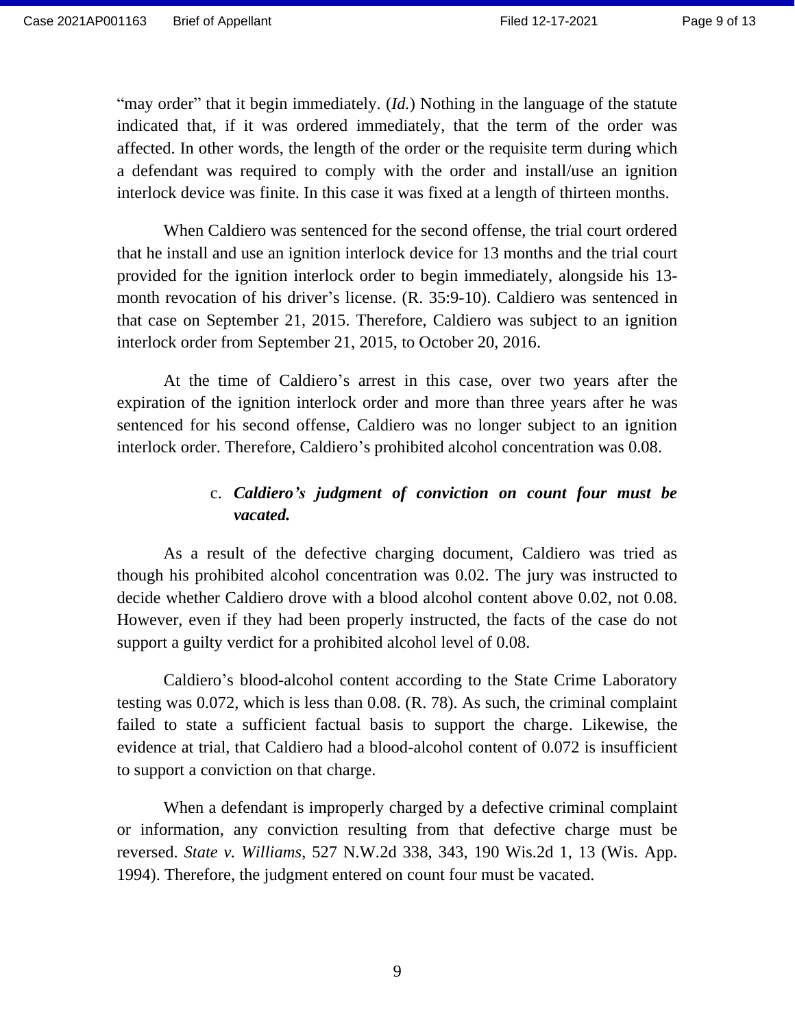"may order" that it begin immediately. (*Id.*) Nothing in the language of the statute indicated that, if it was ordered immediately, that the term of the order was affected. In other words, the length of the order or the requisite term during which a defendant was required to comply with the order and install/use an ignition interlock device was finite. In this case it was fixed at a length of thirteen months.

When Caldiero was sentenced for the second offense, the trial court ordered that he install and use an ignition interlock device for 13 months and the trial court provided for the ignition interlock order to begin immediately, alongside his 13-month revocation of his driver's license. (R. 35:9-10). Caldiero was sentenced in that case on September 21, 2015. Therefore, Caldiero was subject to an ignition interlock order from September 21, 2015, to October 20, 2016.

At the time of Caldiero's arrest in this case, over two years after the expiration of the ignition interlock order and more than three years after he was sentenced for his second offense, Caldiero was no longer subject to an ignition interlock order. Therefore, Caldiero's prohibited alcohol concentration was 0.08.

c. ***Caldiero's judgment of conviction on count four must be vacated.***

As a result of the defective charging document, Caldiero was tried as though his prohibited alcohol concentration was 0.02. The jury was instructed to decide whether Caldiero drove with a blood alcohol content above 0.02, not 0.08. However, even if they had been properly instructed, the facts of the case do not support a guilty verdict for a prohibited alcohol level of 0.08.

Caldiero's blood-alcohol content according to the State Crime Laboratory testing was 0.072, which is less than 0.08. (R. 78). As such, the criminal complaint failed to state a sufficient factual basis to support the charge. Likewise, the evidence at trial, that Caldiero had a blood-alcohol content of 0.072 is insufficient to support a conviction on that charge.

When a defendant is improperly charged by a defective criminal complaint or information, any conviction resulting from that defective charge must be reversed. *State v. Williams*, 527 N.W.2d 338, 343, 190 Wis.2d 1, 13 (Wis. App. 1994). Therefore, the judgment entered on count four must be vacated.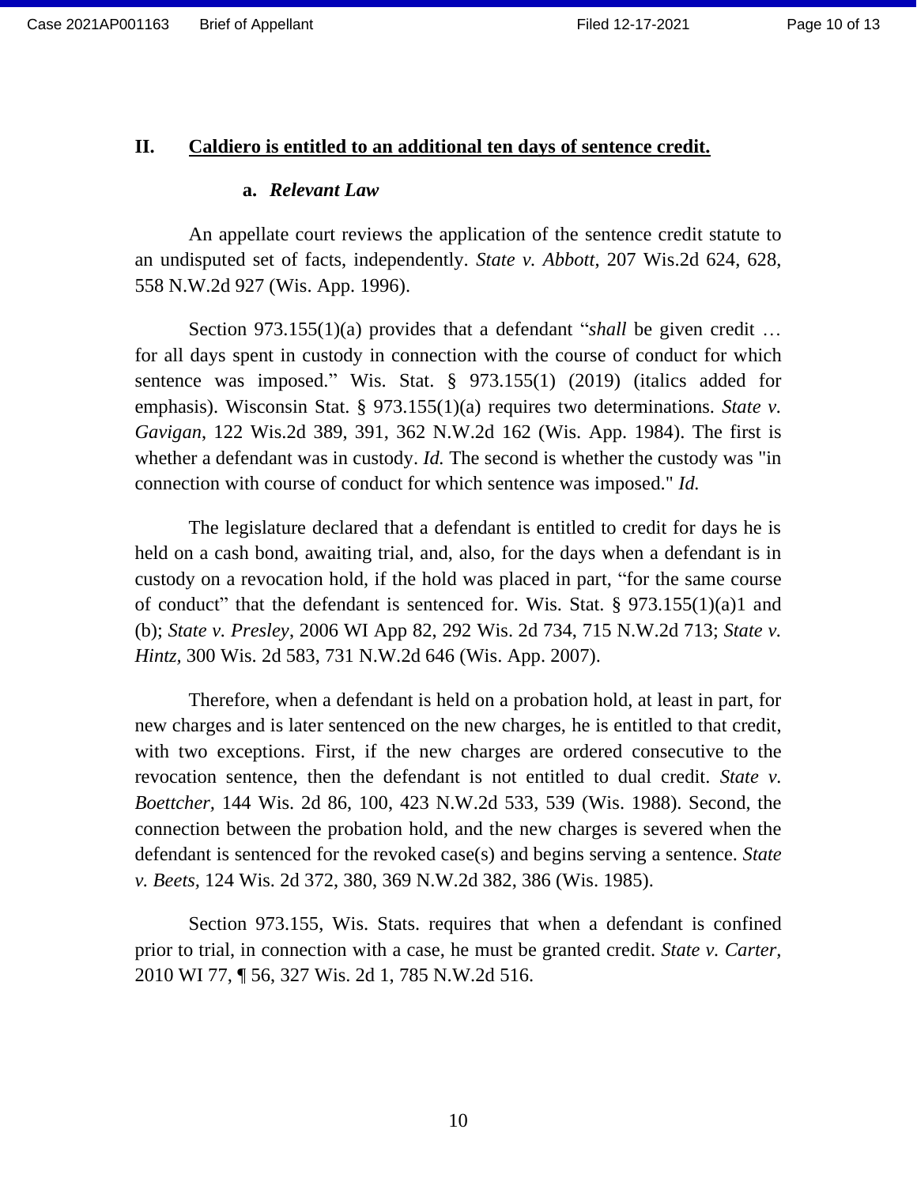## II. Caldiero is entitled to an additional ten days of sentence credit.

### a. *Relevant Law*

An appellate court reviews the application of the sentence credit statute to an undisputed set of facts, independently. *State v. Abbott*, 207 Wis.2d 624, 628, 558 N.W.2d 927 (Wis. App. 1996).

Section 973.155(1)(a) provides that a defendant "*shall* be given credit … for all days spent in custody in connection with the course of conduct for which sentence was imposed." Wis. Stat. § 973.155(1) (2019) (italics added for emphasis). Wisconsin Stat. § 973.155(1)(a) requires two determinations. *State v. Gavigan*, 122 Wis.2d 389, 391, 362 N.W.2d 162 (Wis. App. 1984). The first is whether a defendant was in custody. *Id.* The second is whether the custody was "in connection with course of conduct for which sentence was imposed." *Id.*

The legislature declared that a defendant is entitled to credit for days he is held on a cash bond, awaiting trial, and, also, for the days when a defendant is in custody on a revocation hold, if the hold was placed in part, "for the same course of conduct" that the defendant is sentenced for. Wis. Stat. § 973.155(1)(a)1 and (b); *State v. Presley*, 2006 WI App 82, 292 Wis. 2d 734, 715 N.W.2d 713; *State v. Hintz*, 300 Wis. 2d 583, 731 N.W.2d 646 (Wis. App. 2007).

Therefore, when a defendant is held on a probation hold, at least in part, for new charges and is later sentenced on the new charges, he is entitled to that credit, with two exceptions. First, if the new charges are ordered consecutive to the revocation sentence, then the defendant is not entitled to dual credit. *State v. Boettcher*, 144 Wis. 2d 86, 100, 423 N.W.2d 533, 539 (Wis. 1988). Second, the connection between the probation hold, and the new charges is severed when the defendant is sentenced for the revoked case(s) and begins serving a sentence. *State v. Beets*, 124 Wis. 2d 372, 380, 369 N.W.2d 382, 386 (Wis. 1985).

Section 973.155, Wis. Stats. requires that when a defendant is confined prior to trial, in connection with a case, he must be granted credit. *State v. Carter*, 2010 WI 77, ¶ 56, 327 Wis. 2d 1, 785 N.W.2d 516.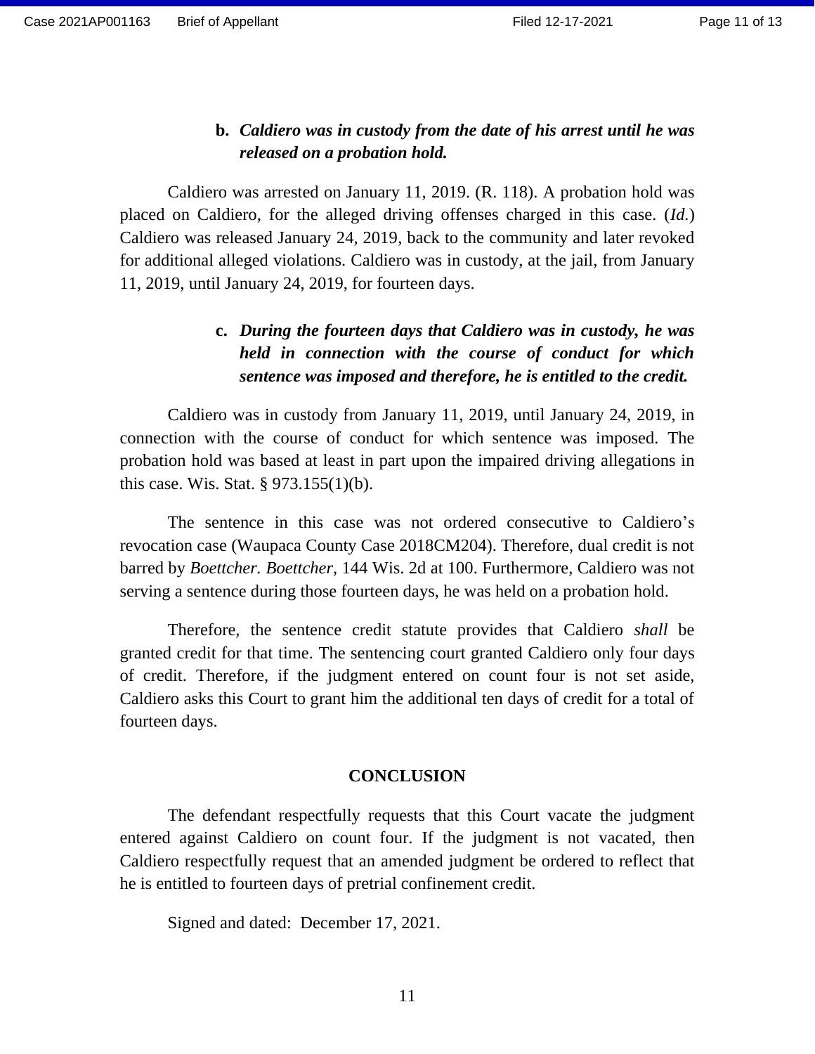**b. *Caldiero was in custody from the date of his arrest until he was released on a probation hold.***

Caldiero was arrested on January 11, 2019. (R. 118). A probation hold was placed on Caldiero, for the alleged driving offenses charged in this case. (*Id.*) Caldiero was released January 24, 2019, back to the community and later revoked for additional alleged violations. Caldiero was in custody, at the jail, from January 11, 2019, until January 24, 2019, for fourteen days.

**c. *During the fourteen days that Caldiero was in custody, he was held in connection with the course of conduct for which sentence was imposed and therefore, he is entitled to the credit.***

Caldiero was in custody from January 11, 2019, until January 24, 2019, in connection with the course of conduct for which sentence was imposed. The probation hold was based at least in part upon the impaired driving allegations in this case. Wis. Stat. § 973.155(1)(b).

The sentence in this case was not ordered consecutive to Caldiero's revocation case (Waupaca County Case 2018CM204). Therefore, dual credit is not barred by *Boettcher. Boettcher*, 144 Wis. 2d at 100. Furthermore, Caldiero was not serving a sentence during those fourteen days, he was held on a probation hold.

Therefore, the sentence credit statute provides that Caldiero *shall* be granted credit for that time. The sentencing court granted Caldiero only four days of credit. Therefore, if the judgment entered on count four is not set aside, Caldiero asks this Court to grant him the additional ten days of credit for a total of fourteen days.

## CONCLUSION

The defendant respectfully requests that this Court vacate the judgment entered against Caldiero on count four. If the judgment is not vacated, then Caldiero respectfully request that an amended judgment be ordered to reflect that he is entitled to fourteen days of pretrial confinement credit.

Signed and dated: December 17, 2021.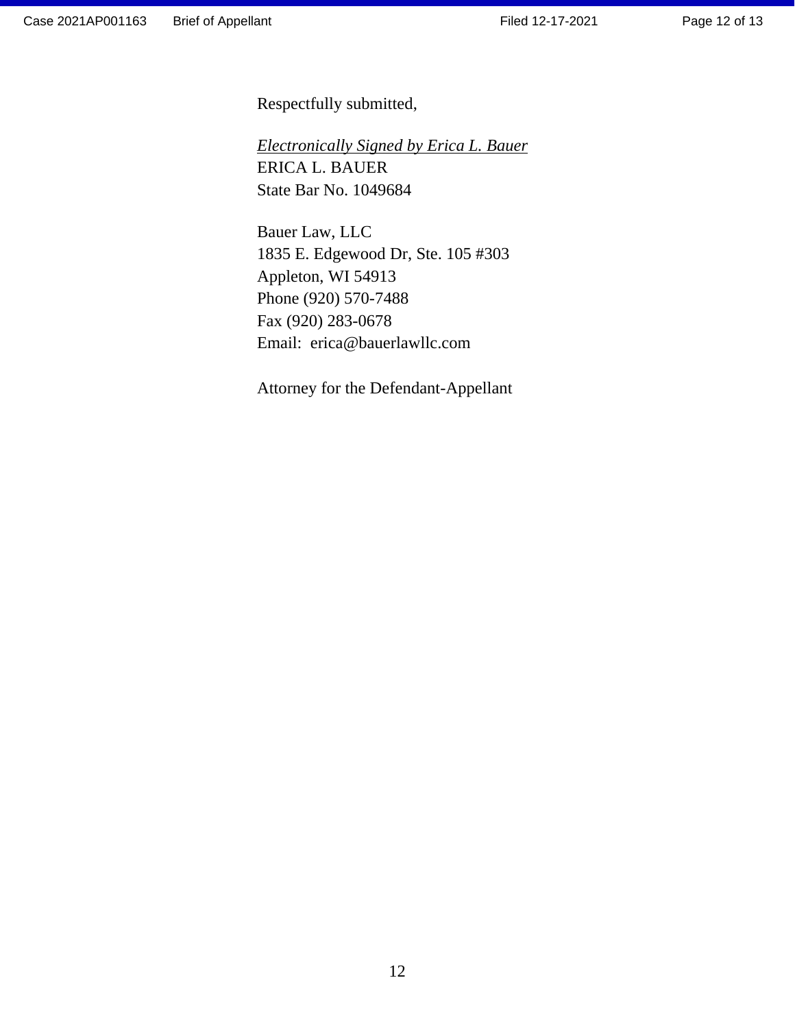Respectfully submitted,

*Electronically Signed by Erica L. Bauer*
ERICA L. BAUER
State Bar No. 1049684

Bauer Law, LLC
1835 E. Edgewood Dr, Ste. 105 #303
Appleton, WI 54913
Phone (920) 570-7488
Fax (920) 283-0678
Email: erica@bauerlawllc.com

Attorney for the Defendant-Appellant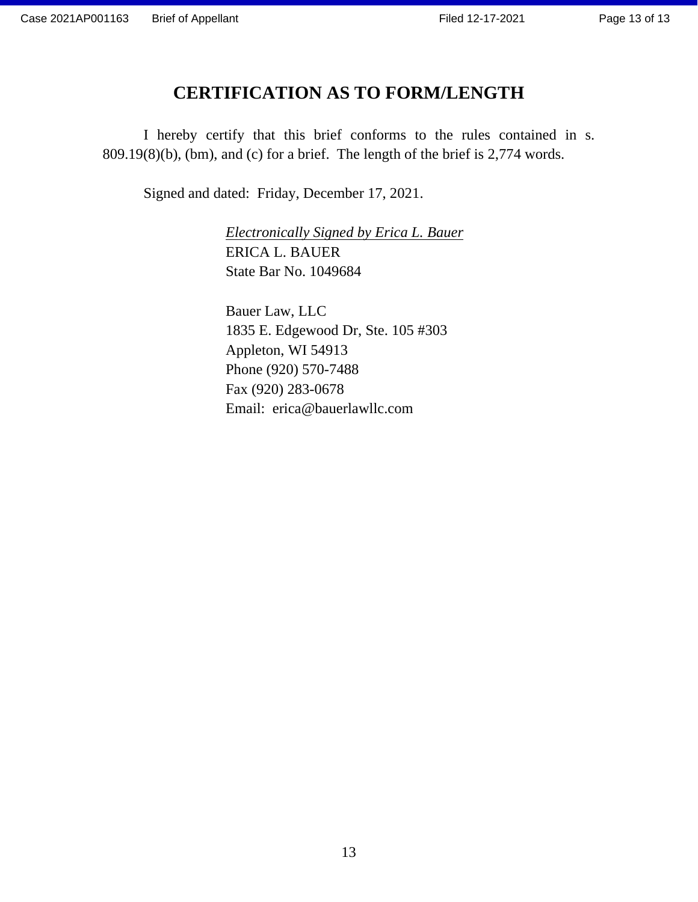# CERTIFICATION AS TO FORM/LENGTH

I hereby certify that this brief conforms to the rules contained in s. 809.19(8)(b), (bm), and (c) for a brief. The length of the brief is 2,774 words.

Signed and dated: Friday, December 17, 2021.

*Electronically Signed by Erica L. Bauer*
ERICA L. BAUER
State Bar No. 1049684

Bauer Law, LLC
1835 E. Edgewood Dr, Ste. 105 #303
Appleton, WI 54913
Phone (920) 570-7488
Fax (920) 283-0678
Email: erica@bauerlawllc.com